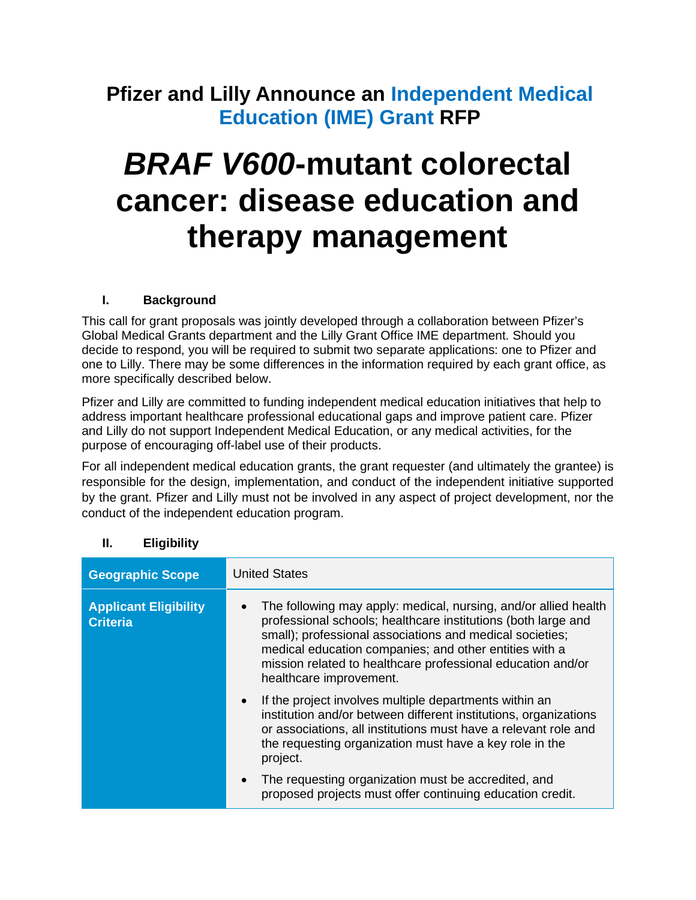## Pfizer and Lilly Announce an Independent Medical Education (IME) Grant RFP

# *BRAF V600*-mutant colorectal cancer: disease education and therapy management

### I. Background

This call for grant proposals was jointly developed through a collaboration between Pfizer's Global Medical Grants department and the Lilly Grant Office IME department. Should you decide to respond, you will be required to submit two separate applications: one to Pfizer and one to Lilly. There may be some differences in the information required by each grant office, as more specifically described below.

Pfizer and Lilly are committed to funding independent medical education initiatives that help to address important healthcare professional educational gaps and improve patient care. Pfizer and Lilly do not support Independent Medical Education, or any medical activities, for the purpose of encouraging off-label use of their products.

For all independent medical education grants, the grant requester (and ultimately the grantee) is responsible for the design, implementation, and conduct of the independent initiative supported by the grant. Pfizer and Lilly must not be involved in any aspect of project development, nor the conduct of the independent education program.

### II. Eligibility

| | |
|---|---|
| **Geographic Scope** | United States |
| **Applicant Eligibility Criteria** | • The following may apply: medical, nursing, and/or allied health professional schools; healthcare institutions (both large and small); professional associations and medical societies; medical education companies; and other entities with a mission related to healthcare professional education and/or healthcare improvement.<br>• If the project involves multiple departments within an institution and/or between different institutions, organizations or associations, all institutions must have a relevant role and the requesting organization must have a key role in the project.<br>• The requesting organization must be accredited, and proposed projects must offer continuing education credit. |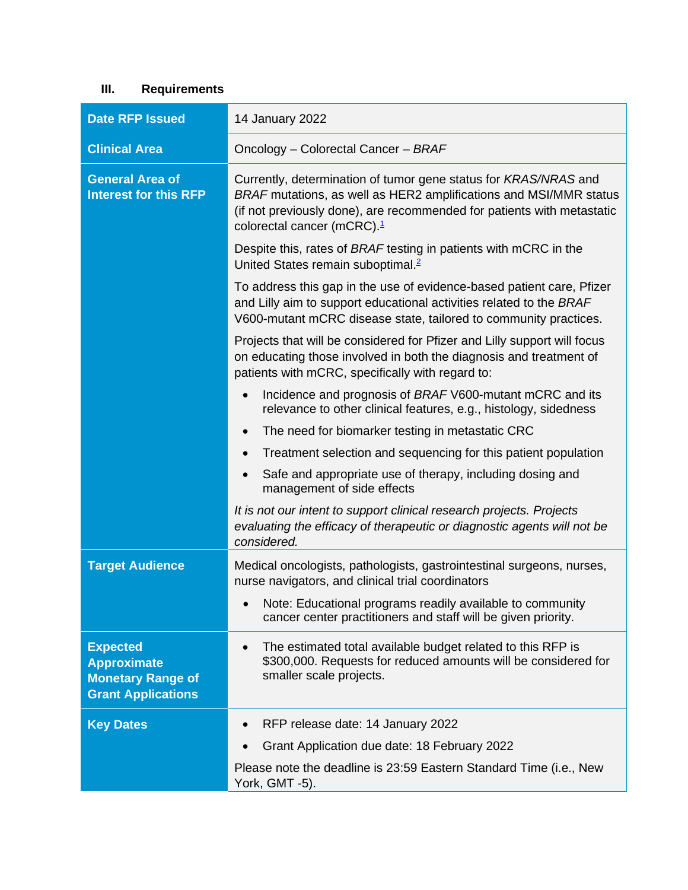## III. Requirements

| | |
|---|---|
| **Date RFP Issued** | 14 January 2022 |
| **Clinical Area** | Oncology – Colorectal Cancer – *BRAF* |
| **General Area of Interest for this RFP** | Currently, determination of tumor gene status for *KRAS/NRAS* and *BRAF* mutations, as well as HER2 amplifications and MSI/MMR status (if not previously done), are recommended for patients with metastatic colorectal cancer (mCRC).[1]<br><br>Despite this, rates of *BRAF* testing in patients with mCRC in the United States remain suboptimal.[2]<br><br>To address this gap in the use of evidence-based patient care, Pfizer and Lilly aim to support educational activities related to the *BRAF* V600-mutant mCRC disease state, tailored to community practices.<br><br>Projects that will be considered for Pfizer and Lilly support will focus on educating those involved in both the diagnosis and treatment of patients with mCRC, specifically with regard to:<br><br>• Incidence and prognosis of *BRAF* V600-mutant mCRC and its relevance to other clinical features, e.g., histology, sidedness<br>• The need for biomarker testing in metastatic CRC<br>• Treatment selection and sequencing for this patient population<br>• Safe and appropriate use of therapy, including dosing and management of side effects<br><br>*It is not our intent to support clinical research projects. Projects evaluating the efficacy of therapeutic or diagnostic agents will not be considered.* |
| **Target Audience** | Medical oncologists, pathologists, gastrointestinal surgeons, nurses, nurse navigators, and clinical trial coordinators<br><br>• Note: Educational programs readily available to community cancer center practitioners and staff will be given priority. |
| **Expected Approximate Monetary Range of Grant Applications** | • The estimated total available budget related to this RFP is $300,000. Requests for reduced amounts will be considered for smaller scale projects. |
| **Key Dates** | • RFP release date: 14 January 2022<br>• Grant Application due date: 18 February 2022<br><br>Please note the deadline is 23:59 Eastern Standard Time (i.e., New York, GMT -5). |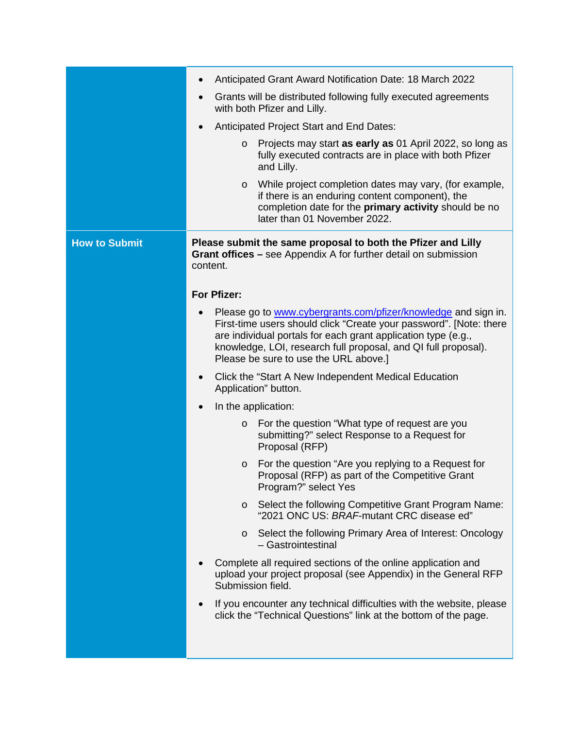| | |
|---|---|
| | <ul><li>Anticipated Grant Award Notification Date: 18 March 2022</li><li>Grants will be distributed following fully executed agreements with both Pfizer and Lilly.</li><li>Anticipated Project Start and End Dates:<ul><li>Projects may start **as early as** 01 April 2022, so long as fully executed contracts are in place with both Pfizer and Lilly.</li><li>While project completion dates may vary, (for example, if there is an enduring content component), the completion date for the **primary activity** should be no later than 01 November 2022.</li></ul></li></ul> |
| **How to Submit** | **Please submit the same proposal to both the Pfizer and Lilly Grant offices –** see Appendix A for further detail on submission content.<br><br>**For Pfizer:**<ul><li>Please go to www.cybergrants.com/pfizer/knowledge and sign in. First-time users should click "Create your password". [Note: there are individual portals for each grant application type (e.g., knowledge, LOI, research full proposal, and QI full proposal). Please be sure to use the URL above.]</li><li>Click the "Start A New Independent Medical Education Application" button.</li><li>In the application:<ul><li>For the question "What type of request are you submitting?" select Response to a Request for Proposal (RFP)</li><li>For the question "Are you replying to a Request for Proposal (RFP) as part of the Competitive Grant Program?" select Yes</li><li>Select the following Competitive Grant Program Name: "2021 ONC US: *BRAF*-mutant CRC disease ed"</li><li>Select the following Primary Area of Interest: Oncology – Gastrointestinal</li></ul></li><li>Complete all required sections of the online application and upload your project proposal (see Appendix) in the General RFP Submission field.</li><li>If you encounter any technical difficulties with the website, please click the "Technical Questions" link at the bottom of the page.</li></ul> |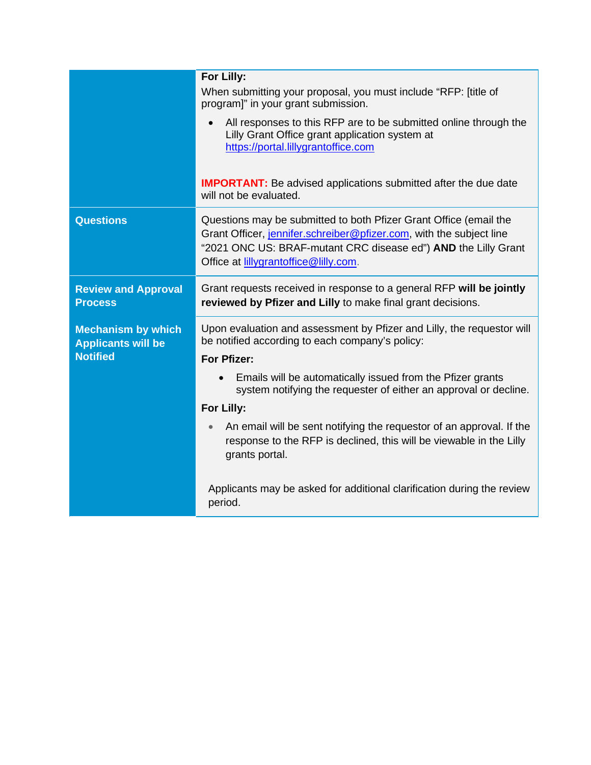| | |
|---|---|
| | **For Lilly:**<br>When submitting your proposal, you must include "RFP: [title of program]" in your grant submission.<br>• All responses to this RFP are to be submitted online through the Lilly Grant Office grant application system at https://portal.lillygrantoffice.com<br><br>**IMPORTANT:** Be advised applications submitted after the due date will not be evaluated. |
| **Questions** | Questions may be submitted to both Pfizer Grant Office (email the Grant Officer, jennifer.schreiber@pfizer.com, with the subject line "2021 ONC US: BRAF-mutant CRC disease ed") **AND** the Lilly Grant Office at lillygrantoffice@lilly.com. |
| **Review and Approval Process** | Grant requests received in response to a general RFP **will be jointly reviewed by Pfizer and Lilly** to make final grant decisions. |
| **Mechanism by which Applicants will be Notified** | Upon evaluation and assessment by Pfizer and Lilly, the requestor will be notified according to each company's policy:<br>**For Pfizer:**<br>• Emails will be automatically issued from the Pfizer grants system notifying the requester of either an approval or decline.<br>**For Lilly:**<br>• An email will be sent notifying the requestor of an approval. If the response to the RFP is declined, this will be viewable in the Lilly grants portal.<br><br>Applicants may be asked for additional clarification during the review period. |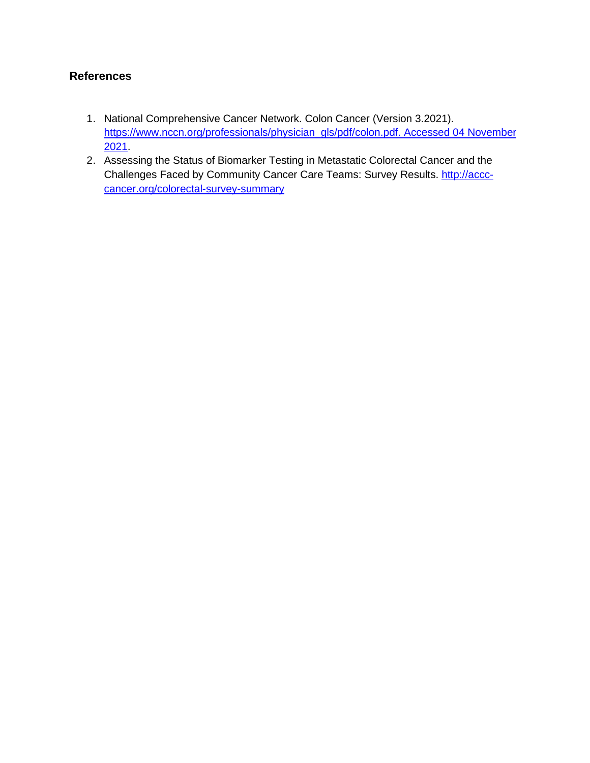## References

1. National Comprehensive Cancer Network. Colon Cancer (Version 3.2021). https://www.nccn.org/professionals/physician_gls/pdf/colon.pdf. Accessed 04 November 2021.
2. Assessing the Status of Biomarker Testing in Metastatic Colorectal Cancer and the Challenges Faced by Community Cancer Care Teams: Survey Results. http://accc-cancer.org/colorectal-survey-summary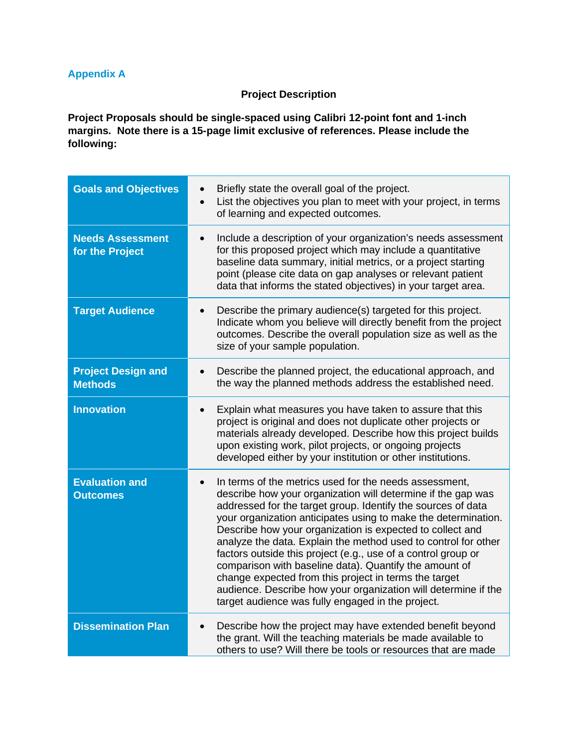## Appendix A

**Project Description**

**Project Proposals should be single-spaced using Calibri 12-point font and 1-inch margins. Note there is a 15-page limit exclusive of references. Please include the following:**

| | |
|---|---|
| **Goals and Objectives** | • Briefly state the overall goal of the project.<br>• List the objectives you plan to meet with your project, in terms of learning and expected outcomes. |
| **Needs Assessment for the Project** | • Include a description of your organization's needs assessment for this proposed project which may include a quantitative baseline data summary, initial metrics, or a project starting point (please cite data on gap analyses or relevant patient data that informs the stated objectives) in your target area. |
| **Target Audience** | • Describe the primary audience(s) targeted for this project. Indicate whom you believe will directly benefit from the project outcomes. Describe the overall population size as well as the size of your sample population. |
| **Project Design and Methods** | • Describe the planned project, the educational approach, and the way the planned methods address the established need. |
| **Innovation** | • Explain what measures you have taken to assure that this project is original and does not duplicate other projects or materials already developed. Describe how this project builds upon existing work, pilot projects, or ongoing projects developed either by your institution or other institutions. |
| **Evaluation and Outcomes** | • In terms of the metrics used for the needs assessment, describe how your organization will determine if the gap was addressed for the target group. Identify the sources of data your organization anticipates using to make the determination. Describe how your organization is expected to collect and analyze the data. Explain the method used to control for other factors outside this project (e.g., use of a control group or comparison with baseline data). Quantify the amount of change expected from this project in terms the target audience. Describe how your organization will determine if the target audience was fully engaged in the project. |
| **Dissemination Plan** | • Describe how the project may have extended benefit beyond the grant. Will the teaching materials be made available to others to use? Will there be tools or resources that are made |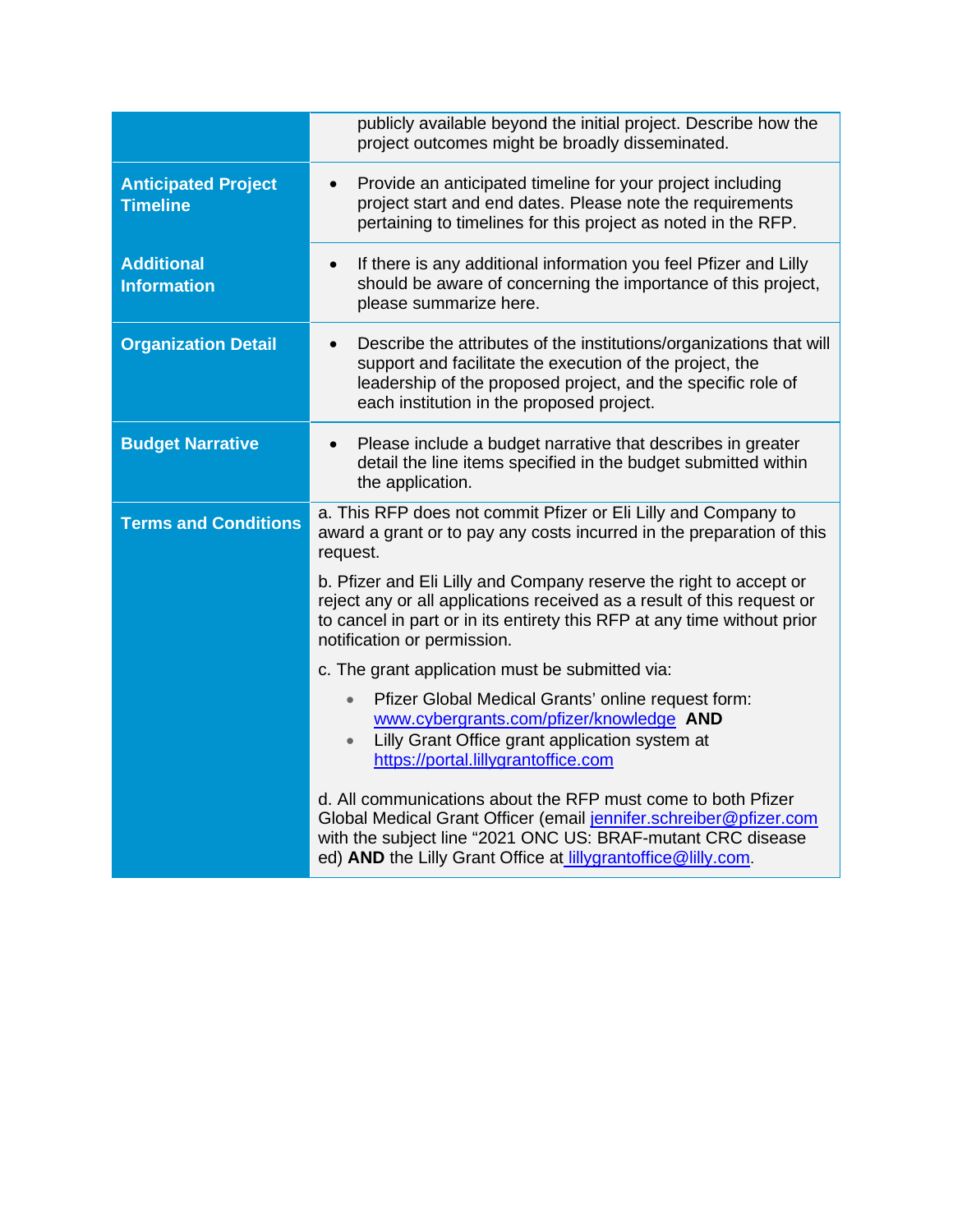| | |
|---|---|
| | publicly available beyond the initial project. Describe how the project outcomes might be broadly disseminated. |
| **Anticipated Project Timeline** | • Provide an anticipated timeline for your project including project start and end dates. Please note the requirements pertaining to timelines for this project as noted in the RFP. |
| **Additional Information** | • If there is any additional information you feel Pfizer and Lilly should be aware of concerning the importance of this project, please summarize here. |
| **Organization Detail** | • Describe the attributes of the institutions/organizations that will support and facilitate the execution of the project, the leadership of the proposed project, and the specific role of each institution in the proposed project. |
| **Budget Narrative** | • Please include a budget narrative that describes in greater detail the line items specified in the budget submitted within the application. |
| **Terms and Conditions** | a. This RFP does not commit Pfizer or Eli Lilly and Company to award a grant or to pay any costs incurred in the preparation of this request.<br><br>b. Pfizer and Eli Lilly and Company reserve the right to accept or reject any or all applications received as a result of this request or to cancel in part or in its entirety this RFP at any time without prior notification or permission.<br><br>c. The grant application must be submitted via:<br>• Pfizer Global Medical Grants' online request form: www.cybergrants.com/pfizer/knowledge **AND**<br>• Lilly Grant Office grant application system at https://portal.lillygrantoffice.com<br><br>d. All communications about the RFP must come to both Pfizer Global Medical Grant Officer (email jennifer.schreiber@pfizer.com with the subject line "2021 ONC US: BRAF-mutant CRC disease ed) **AND** the Lilly Grant Office at lillygrantoffice@lilly.com. |